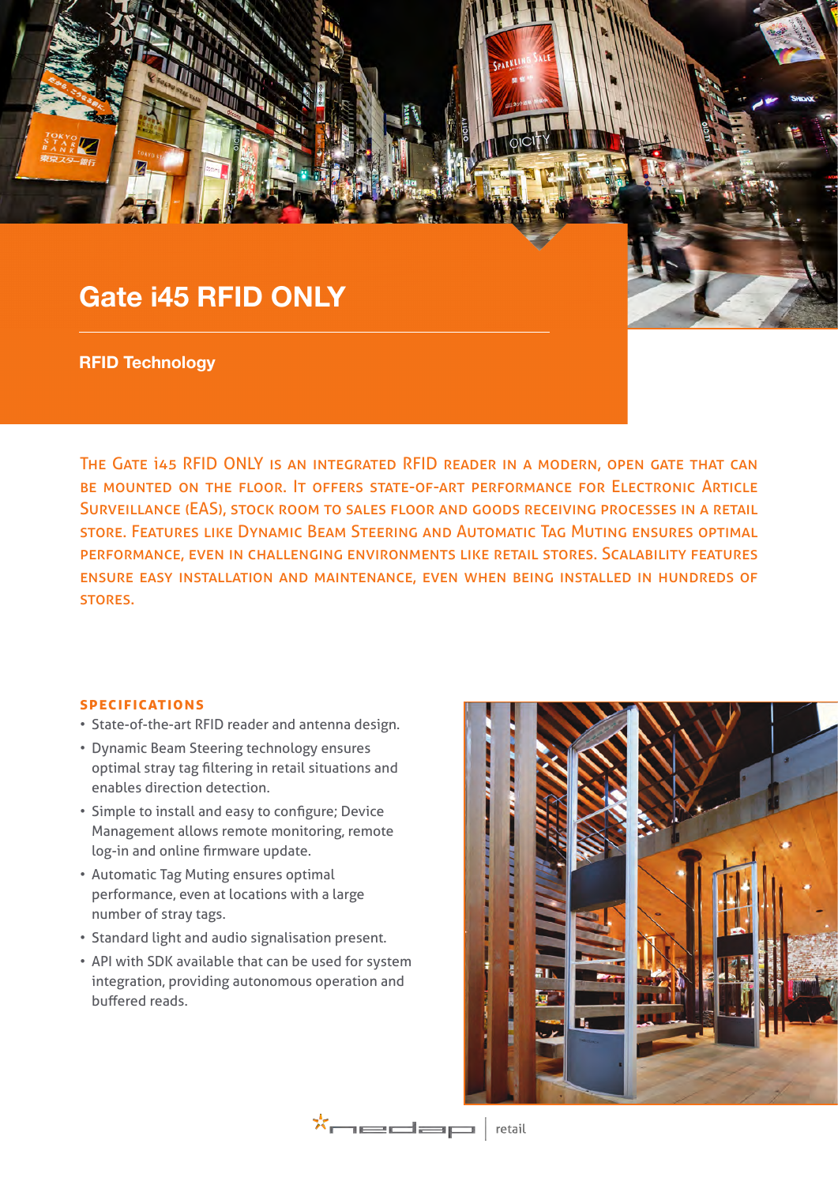# Gate i45 RFID ONLY

## RFID Technology

The Gate i45 RFID ONLY is an integrated RFID reader in a modern, open gate that can be mounted on the floor. It offers state-of-the-art performance for Electronic Article Surveillance (EAS), stock room to sales floor and goods receiving processes in a retail store. Features like Dynamic Beam Steering and Automatic Tag Muting ensures optimal performance, even in challenging environments like retail stores. Scalability features ensure easy installation and maintenance, even when being installed in hundreds of stores.

### SPECIFICATIONS

- State-of-the-art RFID reader and antenna design.
- Dynamic Beam Steering technology ensures optimal stray tag filtering in retail situations and enables direction detection.
- Simple to install and easy to configure; Device Management allows remote monitoring, remote log-in and online firmware update.
- Automatic Tag Muting ensures optimal performance, even at locations with a large number of stray tags.
- Standard light and audio signalisation present.
- API with SDK available that can be used for system integration, providing autonomous operation and buffered reads.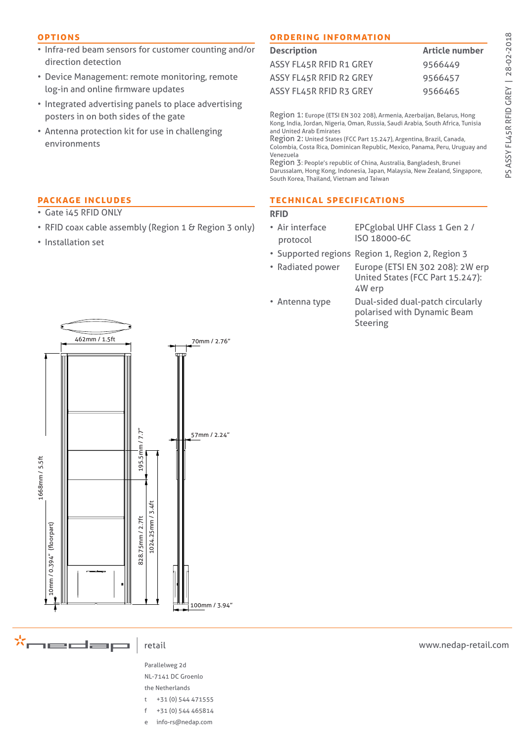## OPTIONS

- Infra-red beam sensors for customer counting and/or direction detection
- Device Management: remote monitoring, remote log-in and online firmware updates
- Integrated advertising panels to place advertising posters in on both sides of the gate
- Antenna protection kit for use in challenging environments

## PACKAGE INCLUDES

- Gate i45 RFID ONLY
- RFID coax cable assembly (Region 1 & Region 3 only)
- Installation set

## ORDERING INFORMATION

| Description | Article number |
|---|---|
| ASSY FL45R RFID R1 GREY | 9566449 |
| ASSY FL45R RFID R2 GREY | 9566457 |
| ASSY FL45R RFID R3 GREY | 9566465 |

Region 1: Europe (ETSI EN 302 208), Armenia, Azerbaijan, Belarus, Hong Kong, India, Jordan, Nigeria, Oman, Russia, Saudi Arabia, South Africa, Tunisia and United Arab Emirates
Region 2: United States (FCC Part 15.247), Argentina, Brazil, Canada, Colombia, Costa Rica, Dominican Republic, Mexico, Panama, Peru, Uruguay and Venezuela
Region 3: People's republic of China, Australia, Bangladesh, Brunei Darussalam, Hong Kong, Indonesia, Japan, Malaysia, New Zealand, Singapore, South Korea, Thailand, Vietnam and Taiwan

## TECHNICAL SPECIFICATIONS

### RFID

| | |
|---|---|
| • Air interface protocol | EPCglobal UHF Class 1 Gen 2 / ISO 18000-6C |
| • Supported regions | Region 1, Region 2, Region 3 |
| • Radiated power | Europe (ETSI EN 302 208): 2W erp<br>United States (FCC Part 15.247): 4W erp |
| • Antenna type | Dual-sided dual-patch circularly polarised with Dynamic Beam Steering |

462mm / 1.5ft
70mm / 2.76"
1668mm / 5.5ft
195.5mm / 7.7"
57mm / 2.24"
828.75mm / 2.7ft
1024.25mm / 3.4ft
10mm / 0.394" (floorpart)
100mm / 3.94"

retail

Parallelweg 2d
NL-7141 DC Groenlo
the Netherlands
t +31 (0) 544 471555
f +31 (0) 544 465814
e info-rs@nedap.com

www.nedap-retail.com